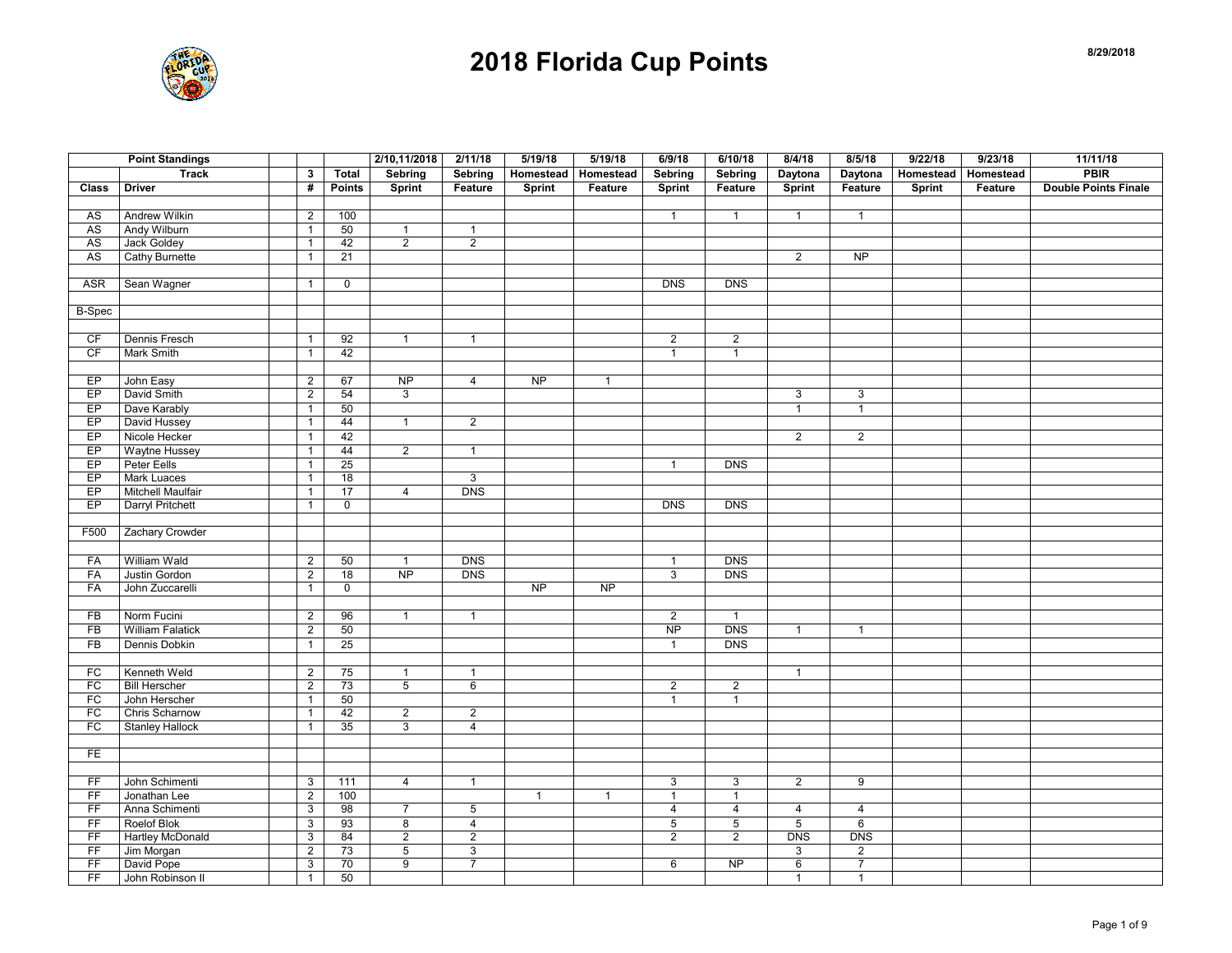# 2018 Florida Cup Points

8/29/2018

| Point Standings | | | | | 2/10,11/2018 | 2/11/18 | 5/19/18 | 5/19/18 | 6/9/18 | 6/10/18 | 8/4/18 | 8/5/18 | 9/22/18 | 9/23/18 | 11/11/18 |
|---|---|---|---|---|---|---|---|---|---|---|---|---|---|---|---|
| | Track | | 3 | Total | Sebring | Sebring | Homestead | Homestead | Sebring | Sebring | Daytona | Daytona | Homestead | Homestead | PBIR |
| Class | Driver | | # | Points | Sprint | Feature | Sprint | Feature | Sprint | Feature | Sprint | Feature | Sprint | Feature | Double Points Finale |
| | | | | | | | | | | | | | | | |
| AS | Andrew Wilkin | | 2 | 100 | | | | | 1 | 1 | 1 | 1 | | | |
| AS | Andy Wilburn | | 1 | 50 | 1 | 1 | | | | | | | | | |
| AS | Jack Goldey | | 1 | 42 | 2 | 2 | | | | | | | | | |
| AS | Cathy Burnette | | 1 | 21 | | | | | | | 2 | NP | | | |
| | | | | | | | | | | | | | | | |
| ASR | Sean Wagner | | 1 | 0 | | | | | DNS | DNS | | | | | |
| | | | | | | | | | | | | | | | |
| B-Spec | | | | | | | | | | | | | | | |
| | | | | | | | | | | | | | | | |
| CF | Dennis Fresch | | 1 | 92 | 1 | 1 | | | 2 | 2 | | | | | |
| CF | Mark Smith | | 1 | 42 | | | | | 1 | 1 | | | | | |
| | | | | | | | | | | | | | | | |
| EP | John Easy | | 2 | 67 | NP | 4 | NP | 1 | | | | | | | |
| EP | David Smith | | 2 | 54 | 3 | | | | | | 3 | 3 | | | |
| EP | Dave Karably | | 1 | 50 | | | | | | | 1 | 1 | | | |
| EP | David Hussey | | 1 | 44 | 1 | 2 | | | | | | | | | |
| EP | Nicole Hecker | | 1 | 42 | | | | | | | 2 | 2 | | | |
| EP | Waytne Hussey | | 1 | 44 | 2 | 1 | | | | | | | | | |
| EP | Peter Eells | | 1 | 25 | | | | | 1 | DNS | | | | | |
| EP | Mark Luaces | | 1 | 18 | | 3 | | | | | | | | | |
| EP | Mitchell Maulfair | | 1 | 17 | 4 | DNS | | | | | | | | | |
| EP | Darryl Pritchett | | 1 | 0 | | | | | DNS | DNS | | | | | |
| | | | | | | | | | | | | | | | |
| F500 | Zachary Crowder | | | | | | | | | | | | | | |
| | | | | | | | | | | | | | | | |
| FA | William Wald | | 2 | 50 | 1 | DNS | | | 1 | DNS | | | | | |
| FA | Justin Gordon | | 2 | 18 | NP | DNS | | | 3 | DNS | | | | | |
| FA | John Zuccarelli | | 1 | 0 | | | NP | NP | | | | | | | |
| | | | | | | | | | | | | | | | |
| FB | Norm Fucini | | 2 | 96 | 1 | 1 | | | 2 | 1 | | | | | |
| FB | William Falatick | | 2 | 50 | | | | | NP | DNS | 1 | 1 | | | |
| FB | Dennis Dobkin | | 1 | 25 | | | | | 1 | DNS | | | | | |
| | | | | | | | | | | | | | | | |
| FC | Kenneth Weld | | 2 | 75 | 1 | 1 | | | | | 1 | | | | |
| FC | Bill Herscher | | 2 | 73 | 5 | 6 | | | 2 | 2 | | | | | |
| FC | John Herscher | | 1 | 50 | | | | | 1 | 1 | | | | | |
| FC | Chris Scharnow | | 1 | 42 | 2 | 2 | | | | | | | | | |
| FC | Stanley Hallock | | 1 | 35 | 3 | 4 | | | | | | | | | |
| | | | | | | | | | | | | | | | |
| FE | | | | | | | | | | | | | | | |
| | | | | | | | | | | | | | | | |
| FF | John Schimenti | | 3 | 111 | 4 | 1 | | | 3 | 3 | 2 | 9 | | | |
| FF | Jonathan Lee | | 2 | 100 | | | 1 | 1 | 1 | 1 | | | | | |
| FF | Anna Schimenti | | 3 | 98 | 7 | 5 | | | 4 | 4 | 4 | 4 | | | |
| FF | Roelof Blok | | 3 | 93 | 8 | 4 | | | 5 | 5 | 5 | 6 | | | |
| FF | Hartley McDonald | | 3 | 84 | 2 | 2 | | | 2 | 2 | DNS | DNS | | | |
| FF | Jim Morgan | | 2 | 73 | 5 | 3 | | | | | 3 | 2 | | | |
| FF | David Pope | | 3 | 70 | 9 | 7 | | | 6 | NP | 6 | 7 | | | |
| FF | John Robinson II | | 1 | 50 | | | | | | | 1 | 1 | | | |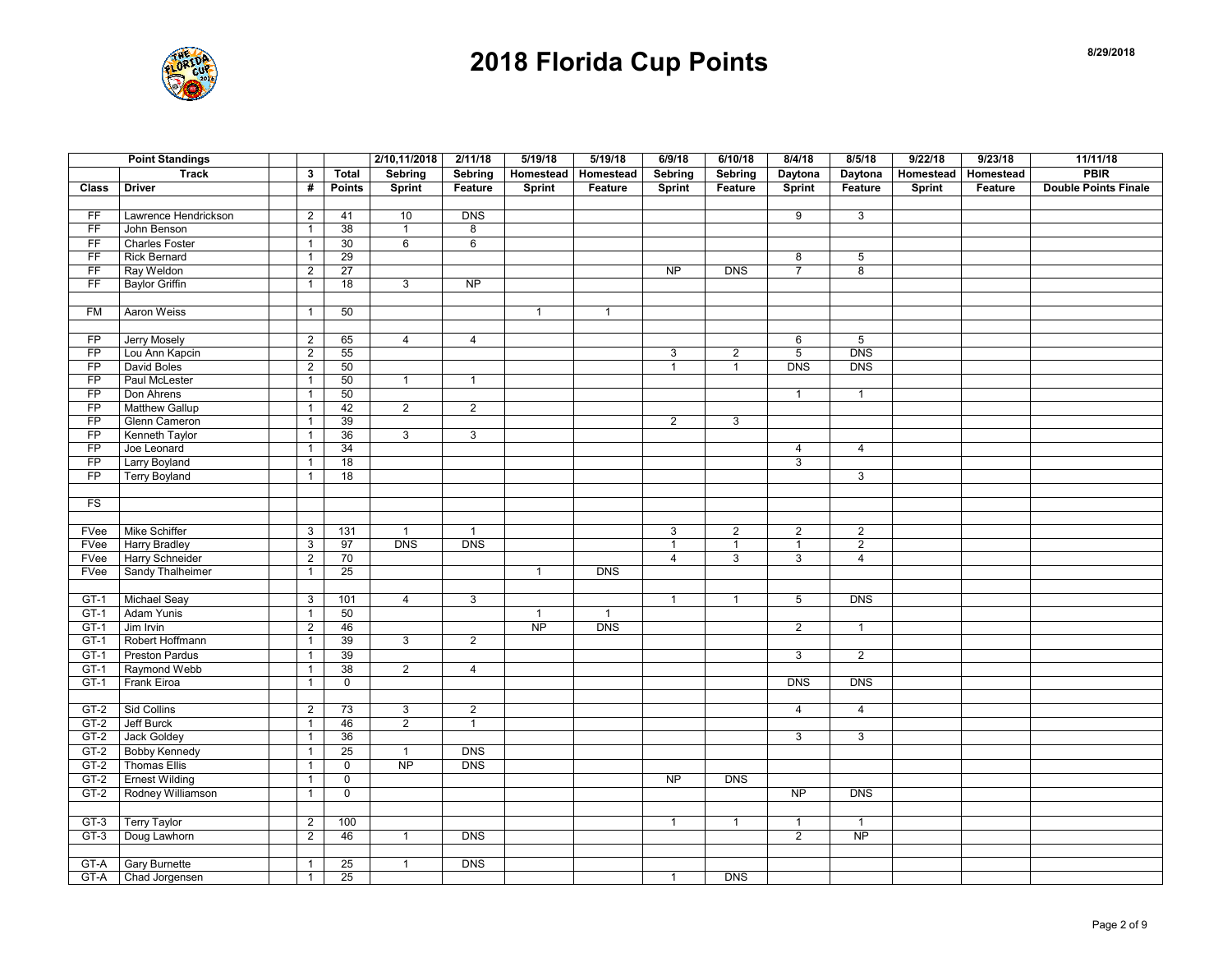# 2018 Florida Cup Points

8/29/2018

| Point Standings | | | | 2/10,11/2018 | 2/11/18 | 5/19/18 | 5/19/18 | 6/9/18 | 6/10/18 | 8/4/18 | 8/5/18 | 9/22/18 | 9/23/18 | 11/11/18 |
|---|---|---|---|---|---|---|---|---|---|---|---|---|---|---|
| | Track | 3 | Total | Sebring | Sebring | Homestead | Homestead | Sebring | Sebring | Daytona | Daytona | Homestead | Homestead | PBIR |
| Class | Driver | # | Points | Sprint | Feature | Sprint | Feature | Sprint | Feature | Sprint | Feature | Sprint | Feature | Double Points Finale |
| | | | | | | | | | | | | | | |
| FF | Lawrence Hendrickson | 2 | 41 | 10 | DNS | | | | | 9 | 3 | | | |
| FF | John Benson | 1 | 38 | 1 | 8 | | | | | | | | | |
| FF | Charles Foster | 1 | 30 | 6 | 6 | | | | | | | | | |
| FF | Rick Bernard | 1 | 29 | | | | | | | 8 | 5 | | | |
| FF | Ray Weldon | 2 | 27 | | | | | NP | DNS | 7 | 8 | | | |
| FF | Baylor Griffin | 1 | 18 | 3 | NP | | | | | | | | | |
| | | | | | | | | | | | | | | |
| FM | Aaron Weiss | 1 | 50 | | | 1 | 1 | | | | | | | |
| | | | | | | | | | | | | | | |
| FP | Jerry Mosely | 2 | 65 | 4 | 4 | | | | | 6 | 5 | | | |
| FP | Lou Ann Kapcin | 2 | 55 | | | | | 3 | 2 | 5 | DNS | | | |
| FP | David Boles | 2 | 50 | | | | | 1 | 1 | DNS | DNS | | | |
| FP | Paul McLester | 1 | 50 | 1 | 1 | | | | | | | | | |
| FP | Don Ahrens | 1 | 50 | | | | | | | 1 | 1 | | | |
| FP | Matthew Gallup | 1 | 42 | 2 | 2 | | | | | | | | | |
| FP | Glenn Cameron | 1 | 39 | | | | | 2 | 3 | | | | | |
| FP | Kenneth Taylor | 1 | 36 | 3 | 3 | | | | | | | | | |
| FP | Joe Leonard | 1 | 34 | | | | | | | 4 | 4 | | | |
| FP | Larry Boyland | 1 | 18 | | | | | | | 3 | | | | |
| FP | Terry Boyland | 1 | 18 | | | | | | | | 3 | | | |
| | | | | | | | | | | | | | | |
| FS | | | | | | | | | | | | | | |
| | | | | | | | | | | | | | | |
| FVee | Mike Schiffer | 3 | 131 | 1 | 1 | | | 3 | 2 | 2 | 2 | | | |
| FVee | Harry Bradley | 3 | 97 | DNS | DNS | | | 1 | 1 | 1 | 2 | | | |
| FVee | Harry Schneider | 2 | 70 | | | | | 4 | 3 | 3 | 4 | | | |
| FVee | Sandy Thalheimer | 1 | 25 | | | 1 | DNS | | | | | | | |
| | | | | | | | | | | | | | | |
| GT-1 | Michael Seay | 3 | 101 | 4 | 3 | | | 1 | 1 | 5 | DNS | | | |
| GT-1 | Adam Yunis | 1 | 50 | | | 1 | 1 | | | | | | | |
| GT-1 | Jim Irvin | 2 | 46 | | | NP | DNS | | | 2 | 1 | | | |
| GT-1 | Robert Hoffmann | 1 | 39 | 3 | 2 | | | | | | | | | |
| GT-1 | Preston Pardus | 1 | 39 | | | | | | | 3 | 2 | | | |
| GT-1 | Raymond Webb | 1 | 38 | 2 | 4 | | | | | | | | | |
| GT-1 | Frank Eiroa | 1 | 0 | | | | | | | DNS | DNS | | | |
| | | | | | | | | | | | | | | |
| GT-2 | Sid Collins | 2 | 73 | 3 | 2 | | | | | 4 | 4 | | | |
| GT-2 | Jeff Burck | 1 | 46 | 2 | 1 | | | | | | | | | |
| GT-2 | Jack Goldey | 1 | 36 | | | | | | | 3 | 3 | | | |
| GT-2 | Bobby Kennedy | 1 | 25 | 1 | DNS | | | | | | | | | |
| GT-2 | Thomas Ellis | 1 | 0 | NP | DNS | | | | | | | | | |
| GT-2 | Ernest Wilding | 1 | 0 | | | | | NP | DNS | | | | | |
| GT-2 | Rodney Williamson | 1 | 0 | | | | | | | NP | DNS | | | |
| | | | | | | | | | | | | | | |
| GT-3 | Terry Taylor | 2 | 100 | | | | | 1 | 1 | 1 | 1 | | | |
| GT-3 | Doug Lawhorn | 2 | 46 | 1 | DNS | | | | | 2 | NP | | | |
| | | | | | | | | | | | | | | |
| GT-A | Gary Burnette | 1 | 25 | 1 | DNS | | | | | | | | | |
| GT-A | Chad Jorgensen | 1 | 25 | | | | | 1 | DNS | | | | | |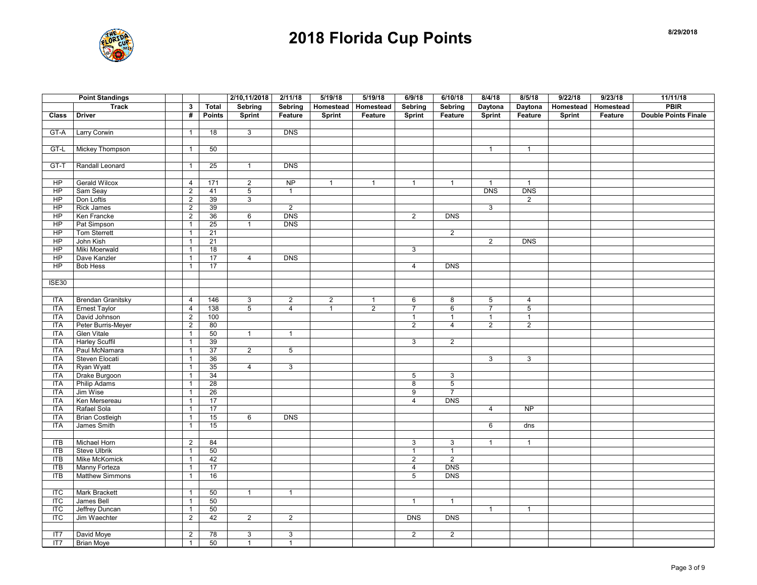# 2018 Florida Cup Points

8/29/2018

| Point Standings | | | | 2/10,11/2018 | 2/11/18 | 5/19/18 | 5/19/18 | 6/9/18 | 6/10/18 | 8/4/18 | 8/5/18 | 9/22/18 | 9/23/18 | 11/11/18 |
|---|---|---|---|---|---|---|---|---|---|---|---|---|---|---|
| | Track | 3 | Total | Sebring | Sebring | Homestead | Homestead | Sebring | Sebring | Daytona | Daytona | Homestead | Homestead | PBIR |
| Class | Driver | # | Points | Sprint | Feature | Sprint | Feature | Sprint | Feature | Sprint | Feature | Sprint | Feature | Double Points Finale |
| | | | | | | | | | | | | | | |
| GT-A | Larry Corwin | 1 | 18 | 3 | DNS | | | | | | | | | |
| | | | | | | | | | | | | | | |
| GT-L | Mickey Thompson | 1 | 50 | | | | | | | 1 | 1 | | | |
| | | | | | | | | | | | | | | |
| GT-T | Randall Leonard | 1 | 25 | 1 | DNS | | | | | | | | | |
| | | | | | | | | | | | | | | |
| HP | Gerald Wilcox | 4 | 171 | 2 | NP | 1 | 1 | 1 | 1 | 1 | 1 | | | |
| HP | Sam Seay | 2 | 41 | 5 | 1 | | | | | DNS | DNS | | | |
| HP | Don Loftis | 2 | 39 | 3 | | | | | | | 2 | | | |
| HP | Rick James | 2 | 39 | | 2 | | | | | 3 | | | | |
| HP | Ken Francke | 2 | 36 | 6 | DNS | | | 2 | DNS | | | | | |
| HP | Pat Simpson | 1 | 25 | 1 | DNS | | | | | | | | | |
| HP | Tom Sterrett | 1 | 21 | | | | | | 2 | | | | | |
| HP | John Kish | 1 | 21 | | | | | | | 2 | DNS | | | |
| HP | Miki Moerwald | 1 | 18 | | | | | 3 | | | | | | |
| HP | Dave Kanzler | 1 | 17 | 4 | DNS | | | | | | | | | |
| HP | Bob Hess | 1 | 17 | | | | | 4 | DNS | | | | | |
| | | | | | | | | | | | | | | |
| ISE30 | | | | | | | | | | | | | | |
| | | | | | | | | | | | | | | |
| ITA | Brendan Granitsky | 4 | 146 | 3 | 2 | 2 | 1 | 6 | 8 | 5 | 4 | | | |
| ITA | Ernest Taylor | 4 | 138 | 5 | 4 | 1 | 2 | 7 | 6 | 7 | 5 | | | |
| ITA | David Johnson | 2 | 100 | | | | | 1 | 1 | 1 | 1 | | | |
| ITA | Peter Burris-Meyer | 2 | 80 | | | | | 2 | 4 | 2 | 2 | | | |
| ITA | Glen Vitale | 1 | 50 | 1 | 1 | | | | | | | | | |
| ITA | Harley Scuffil | 1 | 39 | | | | | 3 | 2 | | | | | |
| ITA | Paul McNamara | 1 | 37 | 2 | 5 | | | | | | | | | |
| ITA | Steven Elocati | 1 | 36 | | | | | | | 3 | 3 | | | |
| ITA | Ryan Wyatt | 1 | 35 | 4 | 3 | | | | | | | | | |
| ITA | Drake Burgoon | 1 | 34 | | | | | 5 | 3 | | | | | |
| ITA | Philip Adams | 1 | 28 | | | | | 8 | 5 | | | | | |
| ITA | Jim Wise | 1 | 26 | | | | | 9 | 7 | | | | | |
| ITA | Ken Mersereau | 1 | 17 | | | | | 4 | DNS | | | | | |
| ITA | Rafael Sola | 1 | 17 | | | | | | | 4 | NP | | | |
| ITA | Brian Costleigh | 1 | 15 | 6 | DNS | | | | | | | | | |
| ITA | James Smith | 1 | 15 | | | | | | | 6 | dns | | | |
| | | | | | | | | | | | | | | |
| ITB | Michael Horn | 2 | 84 | | | | | 3 | 3 | 1 | 1 | | | |
| ITB | Steve Ulbrik | 1 | 50 | | | | | 1 | 1 | | | | | |
| ITB | Mike McKomick | 1 | 42 | | | | | 2 | 2 | | | | | |
| ITB | Manny Forteza | 1 | 17 | | | | | 4 | DNS | | | | | |
| ITB | Matthew Simmons | 1 | 16 | | | | | 5 | DNS | | | | | |
| | | | | | | | | | | | | | | |
| ITC | Mark Brackett | 1 | 50 | 1 | 1 | | | | | | | | | |
| ITC | James Bell | 1 | 50 | | | | | 1 | 1 | | | | | |
| ITC | Jeffrey Duncan | 1 | 50 | | | | | | | 1 | 1 | | | |
| ITC | Jim Waechter | 2 | 42 | 2 | 2 | | | DNS | DNS | | | | | |
| | | | | | | | | | | | | | | |
| IT7 | David Moye | 2 | 78 | 3 | 3 | | | 2 | 2 | | | | | |
| IT7 | Brian Moye | 1 | 50 | 1 | 1 | | | | | | | | | |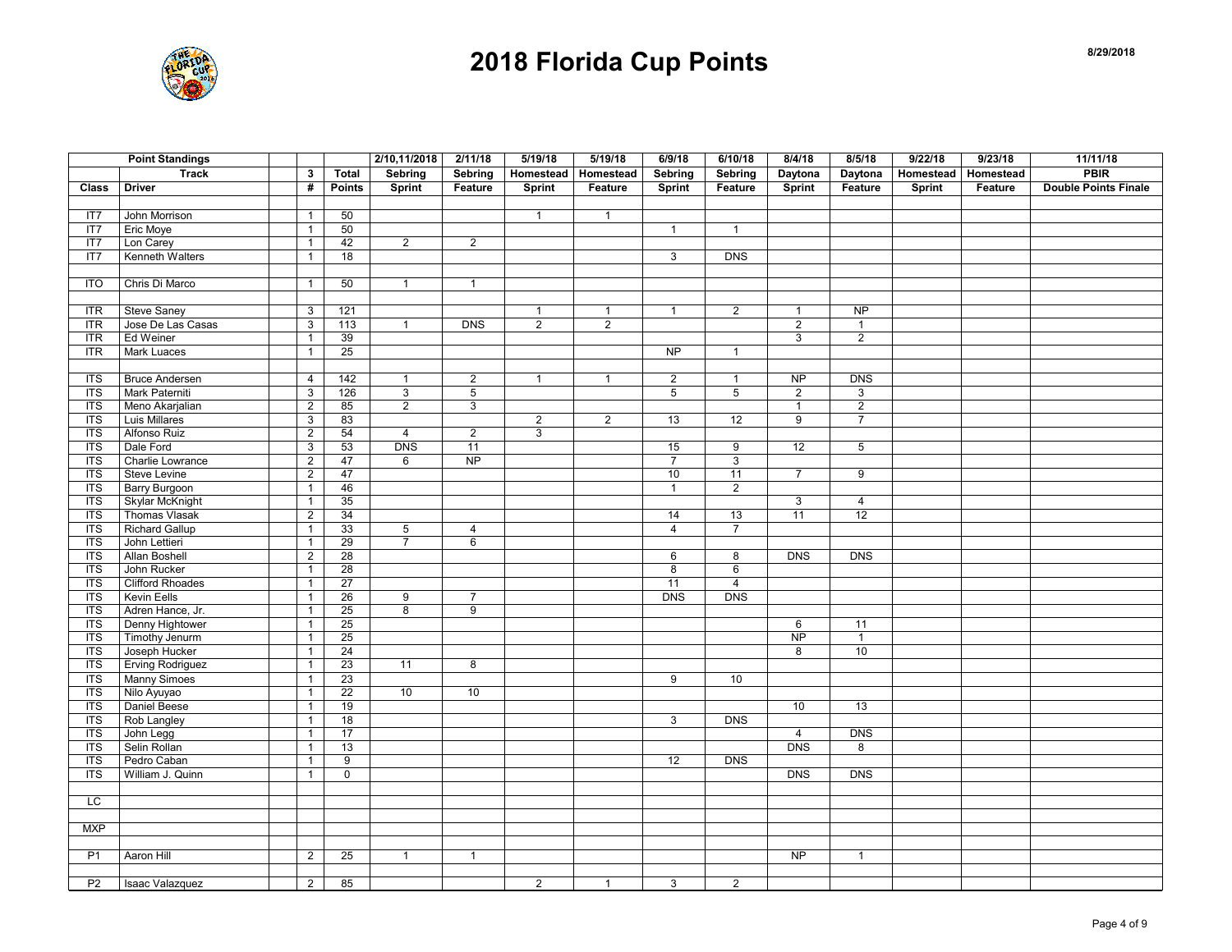# 2018 Florida Cup Points

8/29/2018

| Point Standings | | | | 2/10,11/2018 | 2/11/18 | 5/19/18 | 5/19/18 | 6/9/18 | 6/10/18 | 8/4/18 | 8/5/18 | 9/22/18 | 9/23/18 | 11/11/18 |
|---|---|---|---|---|---|---|---|---|---|---|---|---|---|---|
| | Track | 3 | Total | Sebring | Sebring | Homestead | Homestead | Sebring | Sebring | Daytona | Daytona | Homestead | Homestead | PBIR |
| Class | Driver | # | Points | Sprint | Feature | Sprint | Feature | Sprint | Feature | Sprint | Feature | Sprint | Feature | Double Points Finale |
| | | | | | | | | | | | | | | |
| IT7 | John Morrison | 1 | 50 | | | 1 | 1 | | | | | | | |
| IT7 | Eric Moye | 1 | 50 | | | | | 1 | 1 | | | | | |
| IT7 | Lon Carey | 1 | 42 | 2 | 2 | | | | | | | | | |
| IT7 | Kenneth Walters | 1 | 18 | | | | | 3 | DNS | | | | | |
| | | | | | | | | | | | | | | |
| ITO | Chris Di Marco | 1 | 50 | 1 | 1 | | | | | | | | | |
| | | | | | | | | | | | | | | |
| ITR | Steve Saney | 3 | 121 | | | 1 | 1 | 1 | 2 | 1 | NP | | | |
| ITR | Jose De Las Casas | 3 | 113 | 1 | DNS | 2 | 2 | | | 2 | 1 | | | |
| ITR | Ed Weiner | 1 | 39 | | | | | | | 3 | 2 | | | |
| ITR | Mark Luaces | 1 | 25 | | | | | NP | 1 | | | | | |
| | | | | | | | | | | | | | | |
| ITS | Bruce Andersen | 4 | 142 | 1 | 2 | 1 | 1 | 2 | 1 | NP | DNS | | | |
| ITS | Mark Paterniti | 3 | 126 | 3 | 5 | | | 5 | 5 | 2 | 3 | | | |
| ITS | Meno Akarjalian | 2 | 85 | 2 | 3 | | | | | 1 | 2 | | | |
| ITS | Luis Millares | 3 | 83 | | | 2 | 2 | 13 | 12 | 9 | 7 | | | |
| ITS | Alfonso Ruiz | 2 | 54 | 4 | 2 | 3 | | | | | | | | |
| ITS | Dale Ford | 3 | 53 | DNS | 11 | | | 15 | 9 | 12 | 5 | | | |
| ITS | Charlie Lowrance | 2 | 47 | 6 | NP | | | 7 | 3 | | | | | |
| ITS | Steve Levine | 2 | 47 | | | | | 10 | 11 | 7 | 9 | | | |
| ITS | Barry Burgoon | 1 | 46 | | | | | 1 | 2 | | | | | |
| ITS | Skylar McKnight | 1 | 35 | | | | | | | 3 | 4 | | | |
| ITS | Thomas Vlasak | 2 | 34 | | | | | 14 | 13 | 11 | 12 | | | |
| ITS | Richard Gallup | 1 | 33 | 5 | 4 | | | 4 | 7 | | | | | |
| ITS | John Lettieri | 1 | 29 | 7 | 6 | | | | | | | | | |
| ITS | Allan Boshell | 2 | 28 | | | | | 6 | 8 | DNS | DNS | | | |
| ITS | John Rucker | 1 | 28 | | | | | 8 | 6 | | | | | |
| ITS | Clifford Rhoades | 1 | 27 | | | | | 11 | 4 | | | | | |
| ITS | Kevin Eells | 1 | 26 | 9 | 7 | | | DNS | DNS | | | | | |
| ITS | Adren Hance, Jr. | 1 | 25 | 8 | 9 | | | | | | | | | |
| ITS | Denny Hightower | 1 | 25 | | | | | | | 6 | 11 | | | |
| ITS | Timothy Jenurm | 1 | 25 | | | | | | | NP | 1 | | | |
| ITS | Joseph Hucker | 1 | 24 | | | | | | | 8 | 10 | | | |
| ITS | Erving Rodriguez | 1 | 23 | 11 | 8 | | | | | | | | | |
| ITS | Manny Simoes | 1 | 23 | | | | | 9 | 10 | | | | | |
| ITS | Nilo Ayuyao | 1 | 22 | 10 | 10 | | | | | | | | | |
| ITS | Daniel Beese | 1 | 19 | | | | | | | 10 | 13 | | | |
| ITS | Rob Langley | 1 | 18 | | | | | 3 | DNS | | | | | |
| ITS | John Legg | 1 | 17 | | | | | | | 4 | DNS | | | |
| ITS | Selin Rollan | 1 | 13 | | | | | | | DNS | 8 | | | |
| ITS | Pedro Caban | 1 | 9 | | | | | 12 | DNS | | | | | |
| ITS | William J. Quinn | 1 | 0 | | | | | | | DNS | DNS | | | |
| | | | | | | | | | | | | | | |
| LC | | | | | | | | | | | | | | |
| | | | | | | | | | | | | | | |
| MXP | | | | | | | | | | | | | | |
| | | | | | | | | | | | | | | |
| P1 | Aaron Hill | 2 | 25 | 1 | 1 | | | | | NP | 1 | | | |
| | | | | | | | | | | | | | | |
| P2 | Isaac Valazquez | 2 | 85 | | | 2 | 1 | 3 | 2 | | | | | |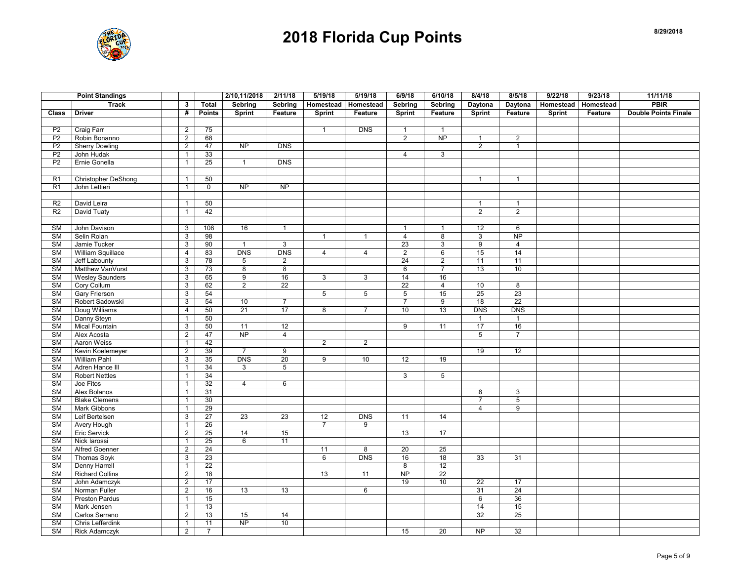# 2018 Florida Cup Points

8/29/2018

| Point Standings | | | | 2/10,11/2018 | 2/11/18 | 5/19/18 | 5/19/18 | 6/9/18 | 6/10/18 | 8/4/18 | 8/5/18 | 9/22/18 | 9/23/18 | 11/11/18 |
|---|---|---|---|---|---|---|---|---|---|---|---|---|---|---|
| | Track | 3 | Total | Sebring | Sebring | Homestead | Homestead | Sebring | Sebring | Daytona | Daytona | Homestead | Homestead | PBIR |
| Class | Driver | # | Points | Sprint | Feature | Sprint | Feature | Sprint | Feature | Sprint | Feature | Sprint | Feature | Double Points Finale |
| | | | | | | | | | | | | | | |
| P2 | Craig Farr | 2 | 75 | | | 1 | DNS | 1 | 1 | | | | | |
| P2 | Robin Bonanno | 2 | 68 | | | | | 2 | NP | 1 | 2 | | | |
| P2 | Sherry Dowling | 2 | 47 | NP | DNS | | | | | 2 | 1 | | | |
| P2 | John Hudak | 1 | 33 | | | | | 4 | 3 | | | | | |
| P2 | Ernie Gonella | 1 | 25 | 1 | DNS | | | | | | | | | |
| | | | | | | | | | | | | | | |
| R1 | Christopher DeShong | 1 | 50 | | | | | | | 1 | 1 | | | |
| R1 | John Lettieri | 1 | 0 | NP | NP | | | | | | | | | |
| | | | | | | | | | | | | | | |
| R2 | David Leira | 1 | 50 | | | | | | | 1 | 1 | | | |
| R2 | David Tuaty | 1 | 42 | | | | | | | 2 | 2 | | | |
| | | | | | | | | | | | | | | |
| SM | John Davison | 3 | 108 | 16 | 1 | | | 1 | 1 | 12 | 6 | | | |
| SM | Selin Rolan | 3 | 98 | | | 1 | 1 | 4 | 8 | 3 | NP | | | |
| SM | Jamie Tucker | 3 | 90 | 1 | 3 | | | 23 | 3 | 9 | 4 | | | |
| SM | William Squillace | 4 | 83 | DNS | DNS | 4 | 4 | 2 | 6 | 15 | 14 | | | |
| SM | Jeff Labounty | 3 | 78 | 5 | 2 | | | 24 | 2 | 11 | 11 | | | |
| SM | Matthew VanVurst | 3 | 73 | 8 | 8 | | | 6 | 7 | 13 | 10 | | | |
| SM | Wesley Saunders | 3 | 65 | 9 | 16 | 3 | 3 | 14 | 16 | | | | | |
| SM | Cory Collum | 3 | 62 | 2 | 22 | | | 22 | 4 | 10 | 8 | | | |
| SM | Gary Frierson | 3 | 54 | | | 5 | 5 | 5 | 15 | 25 | 23 | | | |
| SM | Robert Sadowski | 3 | 54 | 10 | 7 | | | 7 | 9 | 18 | 22 | | | |
| SM | Doug Williams | 4 | 50 | 21 | 17 | 8 | 7 | 10 | 13 | DNS | DNS | | | |
| SM | Danny Steyn | 1 | 50 | | | | | | | 1 | 1 | | | |
| SM | Mical Fountain | 3 | 50 | 11 | 12 | | | 9 | 11 | 17 | 16 | | | |
| SM | Alex Acosta | 2 | 47 | NP | 4 | | | | | 5 | 7 | | | |
| SM | Aaron Weiss | 1 | 42 | | | 2 | 2 | | | | | | | |
| SM | Kevin Koelemeyer | 2 | 39 | 7 | 9 | | | | | 19 | 12 | | | |
| SM | William Pahl | 3 | 35 | DNS | 20 | 9 | 10 | 12 | 19 | | | | | |
| SM | Adren Hance III | 1 | 34 | 3 | 5 | | | | | | | | | |
| SM | Robert Nettles | 1 | 34 | | | | | 3 | 5 | | | | | |
| SM | Joe Fitos | 1 | 32 | 4 | 6 | | | | | | | | | |
| SM | Alex Bolanos | 1 | 31 | | | | | | | 8 | 3 | | | |
| SM | Blake Clemens | 1 | 30 | | | | | | | 7 | 5 | | | |
| SM | Mark Gibbons | 1 | 29 | | | | | | | 4 | 9 | | | |
| SM | Leif Bertelsen | 3 | 27 | 23 | 23 | 12 | DNS | 11 | 14 | | | | | |
| SM | Avery Hough | 1 | 26 | | | 7 | 9 | | | | | | | |
| SM | Eric Servick | 2 | 25 | 14 | 15 | | | 13 | 17 | | | | | |
| SM | Nick Iarossi | 1 | 25 | 6 | 11 | | | | | | | | | |
| SM | Alfred Goenner | 2 | 24 | | | 11 | 8 | 20 | 25 | | | | | |
| SM | Thomas Soyk | 3 | 23 | | | 6 | DNS | 16 | 18 | 33 | 31 | | | |
| SM | Denny Harrell | 1 | 22 | | | | | 8 | 12 | | | | | |
| SM | Richard Collins | 2 | 18 | | | 13 | 11 | NP | 22 | | | | | |
| SM | John Adamczyk | 2 | 17 | | | | | 19 | 10 | 22 | 17 | | | |
| SM | Norman Fuller | 2 | 16 | 13 | 13 | | 6 | | | 31 | 24 | | | |
| SM | Preston Pardus | 1 | 15 | | | | | | | 6 | 36 | | | |
| SM | Mark Jensen | 1 | 13 | | | | | | | 14 | 15 | | | |
| SM | Carlos Serrano | 2 | 13 | 15 | 14 | | | | | 32 | 25 | | | |
| SM | Chris Lefferdink | 1 | 11 | NP | 10 | | | | | | | | | |
| SM | Rick Adamczyk | 2 | 7 | | | | | 15 | 20 | NP | 32 | | | |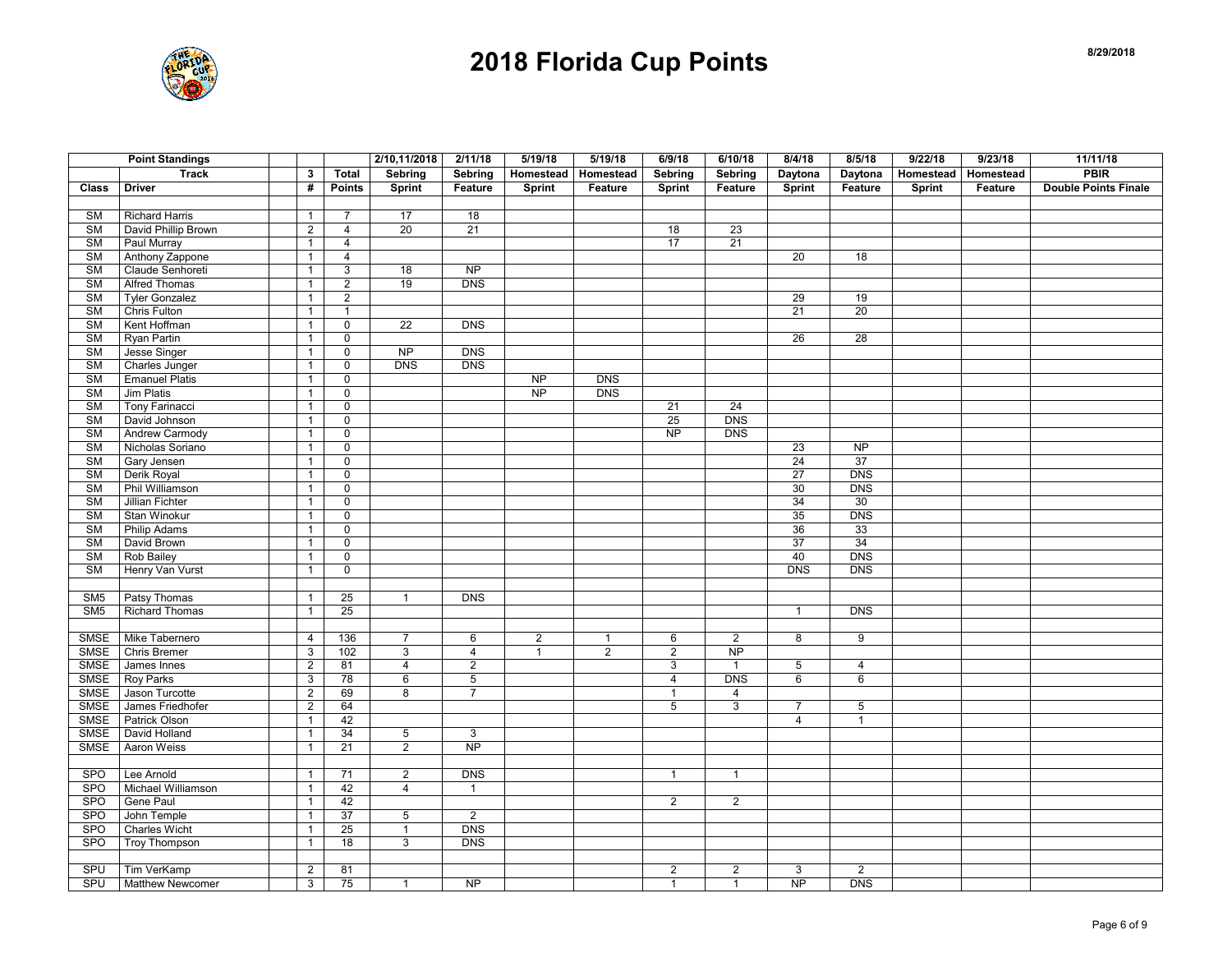# 2018 Florida Cup Points

8/29/2018

| Point Standings | | | | 2/10,11/2018 | 2/11/18 | 5/19/18 | 5/19/18 | 6/9/18 | 6/10/18 | 8/4/18 | 8/5/18 | 9/22/18 | 9/23/18 | 11/11/18 |
|---|---|---|---|---|---|---|---|---|---|---|---|---|---|---|
| | Track | 3 | Total | Sebring | Sebring | Homestead | Homestead | Sebring | Sebring | Daytona | Daytona | Homestead | Homestead | PBIR |
| Class | Driver | # | Points | Sprint | Feature | Sprint | Feature | Sprint | Feature | Sprint | Feature | Sprint | Feature | Double Points Finale |
| | | | | | | | | | | | | | | |
| SM | Richard Harris | 1 | 7 | 17 | 18 | | | | | | | | | |
| SM | David Phillip Brown | 2 | 4 | 20 | 21 | | | 18 | 23 | | | | | |
| SM | Paul Murray | 1 | 4 | | | | | 17 | 21 | | | | | |
| SM | Anthony Zappone | 1 | 4 | | | | | | | 20 | 18 | | | |
| SM | Claude Senhoreti | 1 | 3 | 18 | NP | | | | | | | | | |
| SM | Alfred Thomas | 1 | 2 | 19 | DNS | | | | | | | | | |
| SM | Tyler Gonzalez | 1 | 2 | | | | | | | 29 | 19 | | | |
| SM | Chris Fulton | 1 | 1 | | | | | | | 21 | 20 | | | |
| SM | Kent Hoffman | 1 | 0 | 22 | DNS | | | | | | | | | |
| SM | Ryan Partin | 1 | 0 | | | | | | | 26 | 28 | | | |
| SM | Jesse Singer | 1 | 0 | NP | DNS | | | | | | | | | |
| SM | Charles Junger | 1 | 0 | DNS | DNS | | | | | | | | | |
| SM | Emanuel Platis | 1 | 0 | | | NP | DNS | | | | | | | |
| SM | Jim Platis | 1 | 0 | | | NP | DNS | | | | | | | |
| SM | Tony Farinacci | 1 | 0 | | | | | 21 | 24 | | | | | |
| SM | David Johnson | 1 | 0 | | | | | 25 | DNS | | | | | |
| SM | Andrew Carmody | 1 | 0 | | | | | NP | DNS | | | | | |
| SM | Nicholas Soriano | 1 | 0 | | | | | | | 23 | NP | | | |
| SM | Gary Jensen | 1 | 0 | | | | | | | 24 | 37 | | | |
| SM | Derik Royal | 1 | 0 | | | | | | | 27 | DNS | | | |
| SM | Phil Williamson | 1 | 0 | | | | | | | 30 | DNS | | | |
| SM | Jillian Fichter | 1 | 0 | | | | | | | 34 | 30 | | | |
| SM | Stan Winokur | 1 | 0 | | | | | | | 35 | DNS | | | |
| SM | Philip Adams | 1 | 0 | | | | | | | 36 | 33 | | | |
| SM | David Brown | 1 | 0 | | | | | | | 37 | 34 | | | |
| SM | Rob Bailey | 1 | 0 | | | | | | | 40 | DNS | | | |
| SM | Henry Van Vurst | 1 | 0 | | | | | | | DNS | DNS | | | |
| | | | | | | | | | | | | | | |
| SM5 | Patsy Thomas | 1 | 25 | 1 | DNS | | | | | | | | | |
| SM5 | Richard Thomas | 1 | 25 | | | | | | | 1 | DNS | | | |
| | | | | | | | | | | | | | | |
| SMSE | Mike Tabernero | 4 | 136 | 7 | 6 | 2 | 1 | 6 | 2 | 8 | 9 | | | |
| SMSE | Chris Bremer | 3 | 102 | 3 | 4 | 1 | 2 | 2 | NP | | | | | |
| SMSE | James Innes | 2 | 81 | 4 | 2 | | | 3 | 1 | 5 | 4 | | | |
| SMSE | Roy Parks | 3 | 78 | 6 | 5 | | | 4 | DNS | 6 | 6 | | | |
| SMSE | Jason Turcotte | 2 | 69 | 8 | 7 | | | 1 | 4 | | | | | |
| SMSE | James Friedhofer | 2 | 64 | | | | | 5 | 3 | 7 | 5 | | | |
| SMSE | Patrick Olson | 1 | 42 | | | | | | | 4 | 1 | | | |
| SMSE | David Holland | 1 | 34 | 5 | 3 | | | | | | | | | |
| SMSE | Aaron Weiss | 1 | 21 | 2 | NP | | | | | | | | | |
| | | | | | | | | | | | | | | |
| SPO | Lee Arnold | 1 | 71 | 2 | DNS | | | 1 | 1 | | | | | |
| SPO | Michael Williamson | 1 | 42 | 4 | 1 | | | | | | | | | |
| SPO | Gene Paul | 1 | 42 | | | | | 2 | 2 | | | | | |
| SPO | John Temple | 1 | 37 | 5 | 2 | | | | | | | | | |
| SPO | Charles Wicht | 1 | 25 | 1 | DNS | | | | | | | | | |
| SPO | Troy Thompson | 1 | 18 | 3 | DNS | | | | | | | | | |
| | | | | | | | | | | | | | | |
| SPU | Tim VerKamp | 2 | 81 | | | | | 2 | 2 | 3 | 2 | | | |
| SPU | Matthew Newcomer | 3 | 75 | 1 | NP | | | 1 | 1 | NP | DNS | | | |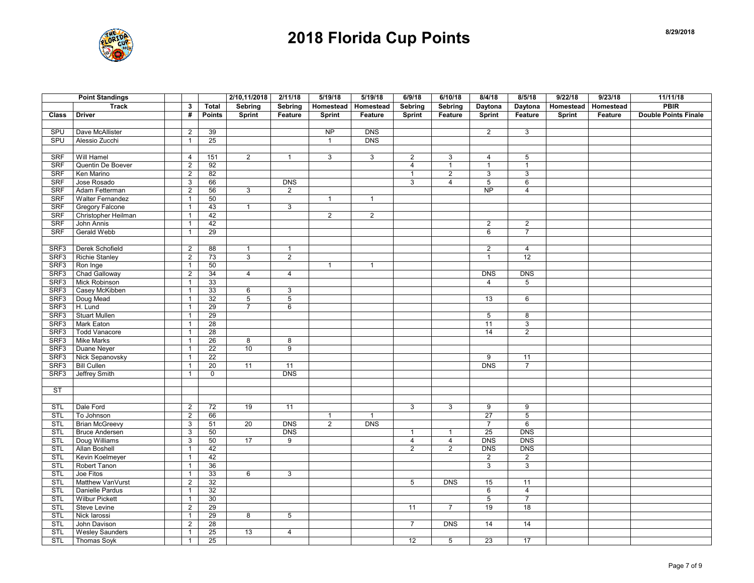# 2018 Florida Cup Points

8/29/2018

| Point Standings | | | | 2/10,11/2018 | 2/11/18 | 5/19/18 | 5/19/18 | 6/9/18 | 6/10/18 | 8/4/18 | 8/5/18 | 9/22/18 | 9/23/18 | 11/11/18 |
|---|---|---|---|---|---|---|---|---|---|---|---|---|---|---|
| | Track | 3 | Total | Sebring | Sebring | Homestead | Homestead | Sebring | Sebring | Daytona | Daytona | Homestead | Homestead | PBIR |
| Class | Driver | # | Points | Sprint | Feature | Sprint | Feature | Sprint | Feature | Sprint | Feature | Sprint | Feature | Double Points Finale |
| | | | | | | | | | | | | | | |
| SPU | Dave McAllister | 2 | 39 | | | NP | DNS | | | 2 | 3 | | | |
| SPU | Alessio Zucchi | 1 | 25 | | | 1 | DNS | | | | | | | |
| | | | | | | | | | | | | | | |
| SRF | Will Hamel | 4 | 151 | 2 | 1 | 3 | 3 | 2 | 3 | 4 | 5 | | | |
| SRF | Quentin De Boever | 2 | 92 | | | | | 4 | 1 | 1 | 1 | | | |
| SRF | Ken Marino | 2 | 82 | | | | | 1 | 2 | 3 | 3 | | | |
| SRF | Jose Rosado | 3 | 66 | | DNS | | | 3 | 4 | 5 | 6 | | | |
| SRF | Adam Fetterman | 2 | 56 | 3 | 2 | | | | | NP | 4 | | | |
| SRF | Walter Fernandez | 1 | 50 | | | 1 | 1 | | | | | | | |
| SRF | Gregory Falcone | 1 | 43 | 1 | 3 | | | | | | | | | |
| SRF | Christopher Heilman | 1 | 42 | | | 2 | 2 | | | | | | | |
| SRF | John Annis | 1 | 42 | | | | | | | 2 | 2 | | | |
| SRF | Gerald Webb | 1 | 29 | | | | | | | 6 | 7 | | | |
| | | | | | | | | | | | | | | |
| SRF3 | Derek Schofield | 2 | 88 | 1 | 1 | | | | | 2 | 4 | | | |
| SRF3 | Richie Stanley | 2 | 73 | 3 | 2 | | | | | 1 | 12 | | | |
| SRF3 | Ron Inge | 1 | 50 | | | 1 | 1 | | | | | | | |
| SRF3 | Chad Galloway | 2 | 34 | 4 | 4 | | | | | DNS | DNS | | | |
| SRF3 | Mick Robinson | 1 | 33 | | | | | | | 4 | 5 | | | |
| SRF3 | Casey McKibben | 1 | 33 | 6 | 3 | | | | | | | | | |
| SRF3 | Doug Mead | 1 | 32 | 5 | 5 | | | | | 13 | 6 | | | |
| SRF3 | H. Lund | 1 | 29 | 7 | 6 | | | | | | | | | |
| SRF3 | Stuart Mullen | 1 | 29 | | | | | | | 5 | 8 | | | |
| SRF3 | Mark Eaton | 1 | 28 | | | | | | | 11 | 3 | | | |
| SRF3 | Todd Vanacore | 1 | 28 | | | | | | | 14 | 2 | | | |
| SRF3 | Mike Marks | 1 | 26 | 8 | 8 | | | | | | | | | |
| SRF3 | Duane Neyer | 1 | 22 | 10 | 9 | | | | | | | | | |
| SRF3 | Nick Sepanovsky | 1 | 22 | | | | | | | 9 | 11 | | | |
| SRF3 | Bill Cullen | 1 | 20 | 11 | 11 | | | | | DNS | 7 | | | |
| SRF3 | Jeffrey Smith | 1 | 0 | | DNS | | | | | | | | | |
| | | | | | | | | | | | | | | |
| ST | | | | | | | | | | | | | | |
| | | | | | | | | | | | | | | |
| STL | Dale Ford | 2 | 72 | 19 | 11 | | | 3 | 3 | 9 | 9 | | | |
| STL | To Johnson | 2 | 66 | | | 1 | 1 | | | 27 | 5 | | | |
| STL | Brian McGreevy | 3 | 51 | 20 | DNS | 2 | DNS | | | 7 | 6 | | | |
| STL | Bruce Andersen | 3 | 50 | | DNS | | | 1 | 1 | 25 | DNS | | | |
| STL | Doug Williams | 3 | 50 | 17 | 9 | | | 4 | 4 | DNS | DNS | | | |
| STL | Allan Boshell | 1 | 42 | | | | | 2 | 2 | DNS | DNS | | | |
| STL | Kevin Koelmeyer | 1 | 42 | | | | | | | 2 | 2 | | | |
| STL | Robert Tanon | 1 | 36 | | | | | | | 3 | 3 | | | |
| STL | Joe Fitos | 1 | 33 | 6 | 3 | | | | | | | | | |
| STL | Matthew VanVurst | 2 | 32 | | | | | 5 | DNS | 15 | 11 | | | |
| STL | Danielle Pardus | 1 | 32 | | | | | | | 6 | 4 | | | |
| STL | Wilbur Pickett | 1 | 30 | | | | | | | 5 | 7 | | | |
| STL | Steve Levine | 2 | 29 | | | | | 11 | 7 | 19 | 18 | | | |
| STL | Nick Iarossi | 1 | 29 | 8 | 5 | | | | | | | | | |
| STL | John Davison | 2 | 28 | | | | | 7 | DNS | 14 | 14 | | | |
| STL | Wesley Saunders | 1 | 25 | 13 | 4 | | | | | | | | | |
| STL | Thomas Soyk | 1 | 25 | | | | | 12 | 5 | 23 | 17 | | | |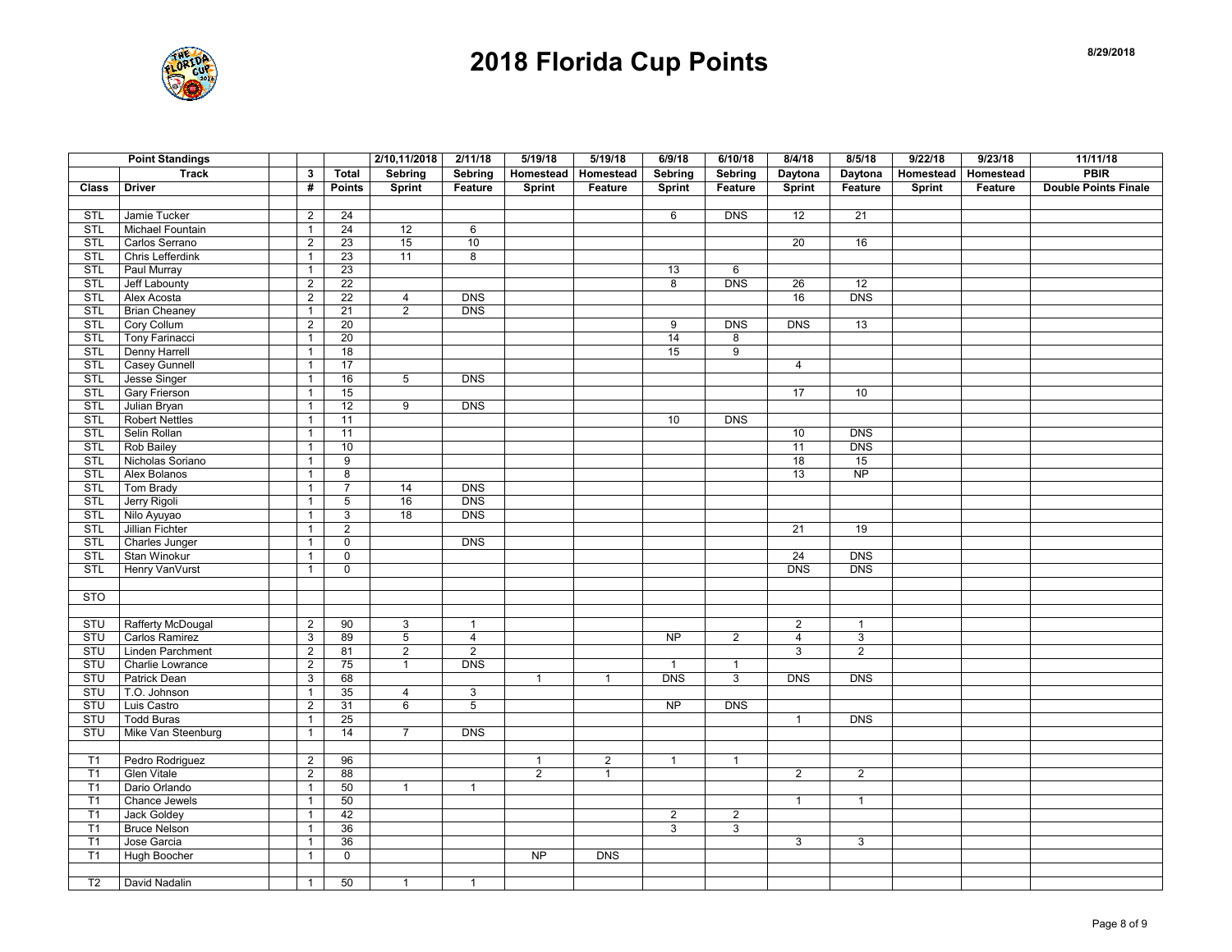# 2018 Florida Cup Points

8/29/2018

| Point Standings | | | | 2/10,11/2018 | 2/11/18 | 5/19/18 | 5/19/18 | 6/9/18 | 6/10/18 | 8/4/18 | 8/5/18 | 9/22/18 | 9/23/18 | 11/11/18 |
|---|---|---|---|---|---|---|---|---|---|---|---|---|---|---|
| | Track | 3 | Total | Sebring | Sebring | Homestead | Homestead | Sebring | Sebring | Daytona | Daytona | Homestead | Homestead | PBIR |
| Class | Driver | # | Points | Sprint | Feature | Sprint | Feature | Sprint | Feature | Sprint | Feature | Sprint | Feature | Double Points Finale |
| | | | | | | | | | | | | | | |
| STL | Jamie Tucker | 2 | 24 | | | | | 6 | DNS | 12 | 21 | | | |
| STL | Michael Fountain | 1 | 24 | 12 | 6 | | | | | | | | | |
| STL | Carlos Serrano | 2 | 23 | 15 | 10 | | | | | 20 | 16 | | | |
| STL | Chris Lefferdink | 1 | 23 | 11 | 8 | | | | | | | | | |
| STL | Paul Murray | 1 | 23 | | | | | 13 | 6 | | | | | |
| STL | Jeff Labounty | 2 | 22 | | | | | 8 | DNS | 26 | 12 | | | |
| STL | Alex Acosta | 2 | 22 | 4 | DNS | | | | | 16 | DNS | | | |
| STL | Brian Cheaney | 1 | 21 | 2 | DNS | | | | | | | | | |
| STL | Cory Collum | 2 | 20 | | | | | 9 | DNS | DNS | 13 | | | |
| STL | Tony Farinacci | 1 | 20 | | | | | 14 | 8 | | | | | |
| STL | Denny Harrell | 1 | 18 | | | | | 15 | 9 | | | | | |
| STL | Casey Gunnell | 1 | 17 | | | | | | | 4 | | | | |
| STL | Jesse Singer | 1 | 16 | 5 | DNS | | | | | | | | | |
| STL | Gary Frierson | 1 | 15 | | | | | | | 17 | 10 | | | |
| STL | Julian Bryan | 1 | 12 | 9 | DNS | | | | | | | | | |
| STL | Robert Nettles | 1 | 11 | | | | | 10 | DNS | | | | | |
| STL | Selin Rollan | 1 | 11 | | | | | | | 10 | DNS | | | |
| STL | Rob Bailey | 1 | 10 | | | | | | | 11 | DNS | | | |
| STL | Nicholas Soriano | 1 | 9 | | | | | | | 18 | 15 | | | |
| STL | Alex Bolanos | 1 | 8 | | | | | | | 13 | NP | | | |
| STL | Tom Brady | 1 | 7 | 14 | DNS | | | | | | | | | |
| STL | Jerry Rigoli | 1 | 5 | 16 | DNS | | | | | | | | | |
| STL | Nilo Ayuyao | 1 | 3 | 18 | DNS | | | | | | | | | |
| STL | Jillian Fichter | 1 | 2 | | | | | | | 21 | 19 | | | |
| STL | Charles Junger | 1 | 0 | | DNS | | | | | | | | | |
| STL | Stan Winokur | 1 | 0 | | | | | | | 24 | DNS | | | |
| STL | Henry VanVurst | 1 | 0 | | | | | | | DNS | DNS | | | |
| | | | | | | | | | | | | | | |
| STO | | | | | | | | | | | | | | |
| | | | | | | | | | | | | | | |
| STU | Rafferty McDougal | 2 | 90 | 3 | 1 | | | | | 2 | 1 | | | |
| STU | Carlos Ramirez | 3 | 89 | 5 | 4 | | | NP | 2 | 4 | 3 | | | |
| STU | Linden Parchment | 2 | 81 | 2 | 2 | | | | | 3 | 2 | | | |
| STU | Charlie Lowrance | 2 | 75 | 1 | DNS | | | 1 | 1 | | | | | |
| STU | Patrick Dean | 3 | 68 | | | 1 | 1 | DNS | 3 | DNS | DNS | | | |
| STU | T.O. Johnson | 1 | 35 | 4 | 3 | | | | | | | | | |
| STU | Luis Castro | 2 | 31 | 6 | 5 | | | NP | DNS | | | | | |
| STU | Todd Buras | 1 | 25 | | | | | | | 1 | DNS | | | |
| STU | Mike Van Steenburg | 1 | 14 | 7 | DNS | | | | | | | | | |
| | | | | | | | | | | | | | | |
| T1 | Pedro Rodriguez | 2 | 96 | | | 1 | 2 | 1 | 1 | | | | | |
| T1 | Glen Vitale | 2 | 88 | | | 2 | 1 | | | 2 | 2 | | | |
| T1 | Dario Orlando | 1 | 50 | 1 | 1 | | | | | | | | | |
| T1 | Chance Jewels | 1 | 50 | | | | | | | 1 | 1 | | | |
| T1 | Jack Goldey | 1 | 42 | | | | | 2 | 2 | | | | | |
| T1 | Bruce Nelson | 1 | 36 | | | | | 3 | 3 | | | | | |
| T1 | Jose Garcia | 1 | 36 | | | | | | | 3 | 3 | | | |
| T1 | Hugh Boocher | 1 | 0 | | | NP | DNS | | | | | | | |
| | | | | | | | | | | | | | | |
| T2 | David Nadalin | 1 | 50 | 1 | 1 | | | | | | | | | |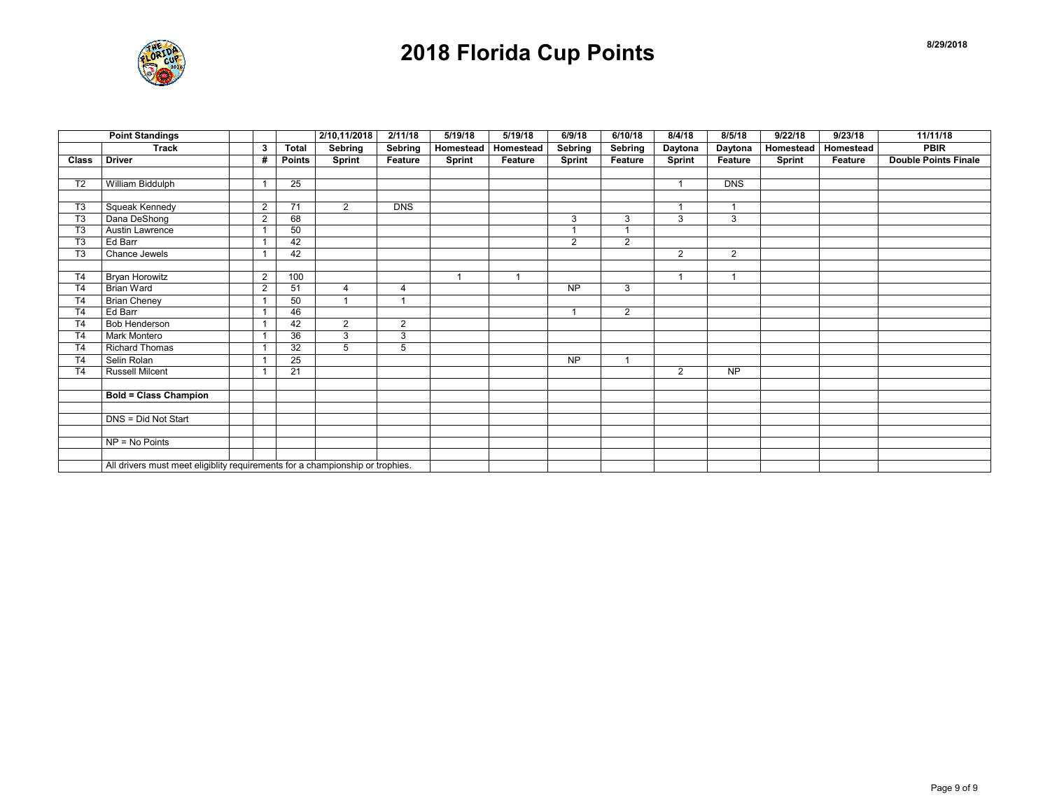# 2018 Florida Cup Points

8/29/2018

| Point Standings | | | | | 2/10,11/2018 | 2/11/18 | 5/19/18 | 5/19/18 | 6/9/18 | 6/10/18 | 8/4/18 | 8/5/18 | 9/22/18 | 9/23/18 | 11/11/18 |
|---|---|---|---|---|---|---|---|---|---|---|---|---|---|---|---|
| | Track | | 3 | Total | Sebring | Sebring | Homestead | Homestead | Sebring | Sebring | Daytona | Daytona | Homestead | Homestead | PBIR |
| Class | Driver | | # | Points | Sprint | Feature | Sprint | Feature | Sprint | Feature | Sprint | Feature | Sprint | Feature | Double Points Finale |
| | | | | | | | | | | | | | | | |
| T2 | William Biddulph | | 1 | 25 | | | | | | | 1 | DNS | | | |
| | | | | | | | | | | | | | | | |
| T3 | Squeak Kennedy | | 2 | 71 | 2 | DNS | | | | | 1 | 1 | | | |
| T3 | Dana DeShong | | 2 | 68 | | | | | 3 | 3 | 3 | 3 | | | |
| T3 | Austin Lawrence | | 1 | 50 | | | | | 1 | 1 | | | | | |
| T3 | Ed Barr | | 1 | 42 | | | | | 2 | 2 | | | | | |
| T3 | Chance Jewels | | 1 | 42 | | | | | | | 2 | 2 | | | |
| | | | | | | | | | | | | | | | |
| T4 | Bryan Horowitz | | 2 | 100 | | | 1 | 1 | | | 1 | 1 | | | |
| T4 | Brian Ward | | 2 | 51 | 4 | 4 | | | NP | 3 | | | | | |
| T4 | Brian Cheney | | 1 | 50 | 1 | 1 | | | | | | | | | |
| T4 | Ed Barr | | 1 | 46 | | | | | 1 | 2 | | | | | |
| T4 | Bob Henderson | | 1 | 42 | 2 | 2 | | | | | | | | | |
| T4 | Mark Montero | | 1 | 36 | 3 | 3 | | | | | | | | | |
| T4 | Richard Thomas | | 1 | 32 | 5 | 5 | | | | | | | | | |
| T4 | Selin Rolan | | 1 | 25 | | | | | NP | 1 | | | | | |
| T4 | Russell Milcent | | 1 | 21 | | | | | | | 2 | NP | | | |
| | | | | | | | | | | | | | | | |
| | **Bold = Class Champion** | | | | | | | | | | | | | | |
| | | | | | | | | | | | | | | | |
| | DNS = Did Not Start | | | | | | | | | | | | | | |
| | | | | | | | | | | | | | | | |
| | NP = No Points | | | | | | | | | | | | | | |
| | | | | | | | | | | | | | | | |
| | All drivers must meet eligiblity requirements for a championship or trophies. | | | | | | | | | | | | | | |